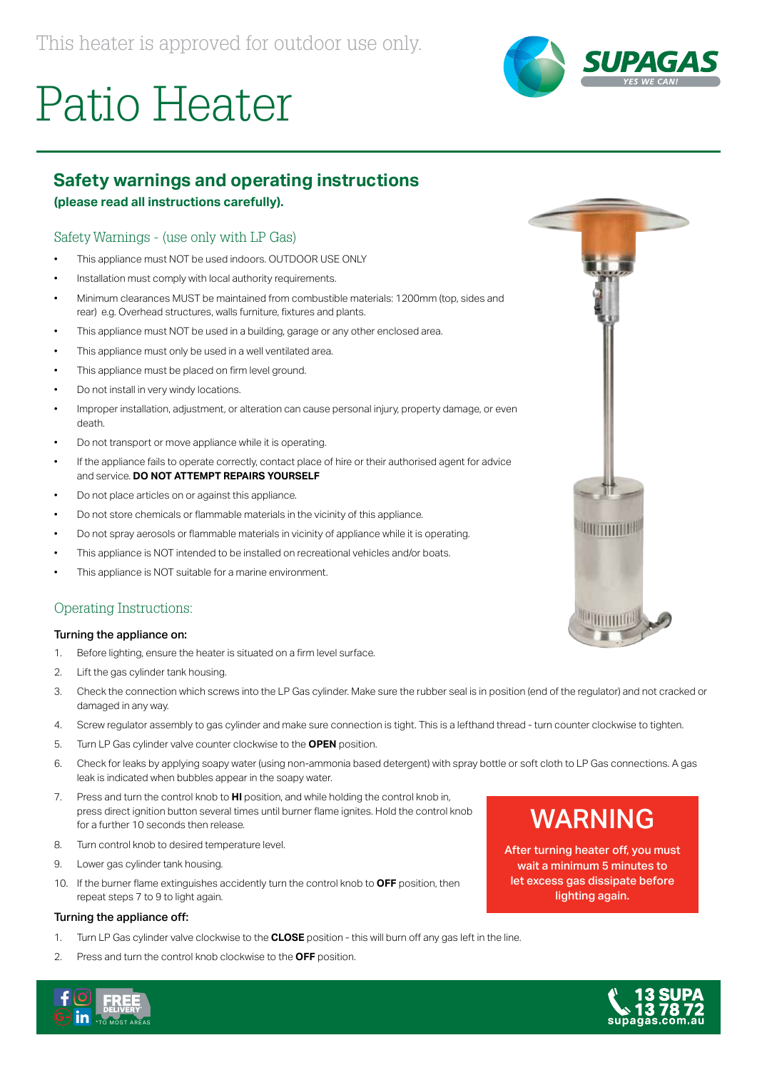This heater is approved for outdoor use only.

SUPAGAS
YES WE CAN!

# Patio Heater

## Safety warnings and operating instructions

**(please read all instructions carefully).**

### Safety Warnings - (use only with LP Gas)

- This appliance must NOT be used indoors. OUTDOOR USE ONLY
- Installation must comply with local authority requirements.
- Minimum clearances MUST be maintained from combustible materials: 1200mm (top, sides and rear) e.g. Overhead structures, walls furniture, fixtures and plants.
- This appliance must NOT be used in a building, garage or any other enclosed area.
- This appliance must only be used in a well ventilated area.
- This appliance must be placed on firm level ground.
- Do not install in very windy locations.
- Improper installation, adjustment, or alteration can cause personal injury, property damage, or even death.
- Do not transport or move appliance while it is operating.
- If the appliance fails to operate correctly, contact place of hire or their authorised agent for advice and service. **DO NOT ATTEMPT REPAIRS YOURSELF**
- Do not place articles on or against this appliance.
- Do not store chemicals or flammable materials in the vicinity of this appliance.
- Do not spray aerosols or flammable materials in vicinity of appliance while it is operating.
- This appliance is NOT intended to be installed on recreational vehicles and/or boats.
- This appliance is NOT suitable for a marine environment.

### Operating Instructions:

**Turning the appliance on:**

1. Before lighting, ensure the heater is situated on a firm level surface.
2. Lift the gas cylinder tank housing.
3. Check the connection which screws into the LP Gas cylinder. Make sure the rubber seal is in position (end of the regulator) and not cracked or damaged in any way.
4. Screw regulator assembly to gas cylinder and make sure connection is tight. This is a lefthand thread - turn counter clockwise to tighten.
5. Turn LP Gas cylinder valve counter clockwise to the **OPEN** position.
6. Check for leaks by applying soapy water (using non-ammonia based detergent) with spray bottle or soft cloth to LP Gas connections. A gas leak is indicated when bubbles appear in the soapy water.
7. Press and turn the control knob to **HI** position, and while holding the control knob in, press direct ignition button several times until burner flame ignites. Hold the control knob for a further 10 seconds then release.
8. Turn control knob to desired temperature level.
9. Lower gas cylinder tank housing.
10. If the burner flame extinguishes accidently turn the control knob to **OFF** position, then repeat steps 7 to 9 to light again.

## WARNING

After turning heater off, you must wait a minimum 5 minutes to let excess gas dissipate before lighting again.

**Turning the appliance off:**

1. Turn LP Gas cylinder valve clockwise to the **CLOSE** position - this will burn off any gas left in the line.
2. Press and turn the control knob clockwise to the **OFF** position.

FREE DELIVERY* *TO MOST AREAS

13 SUPA
13 78 72
supagas.com.au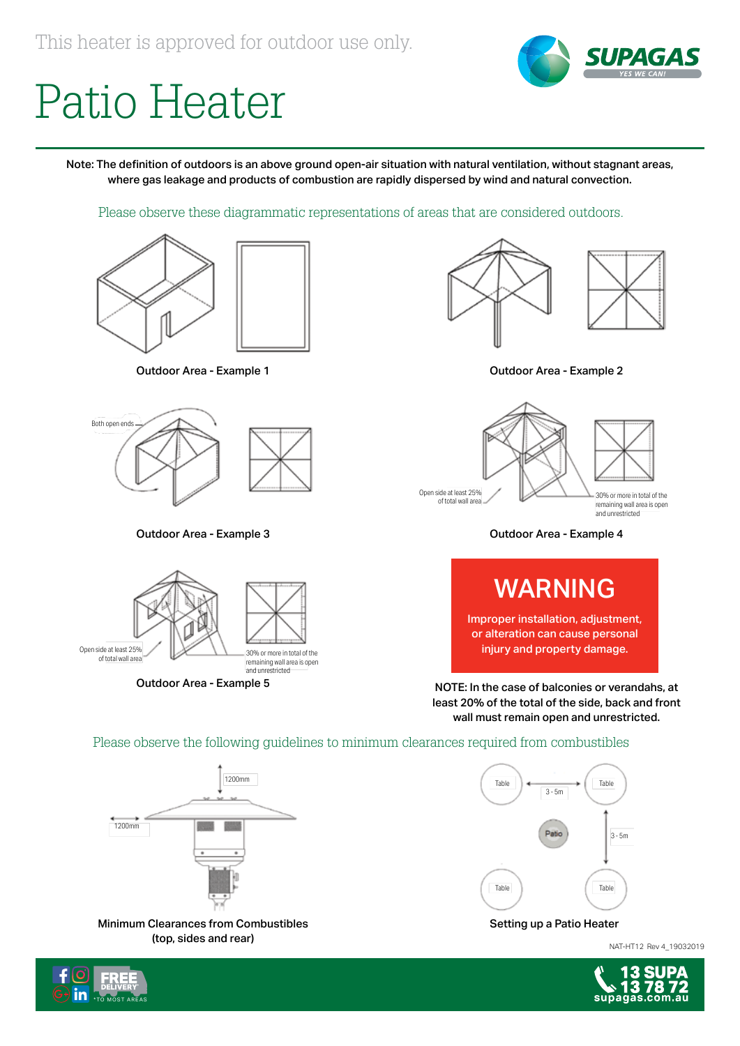This heater is approved for outdoor use only.

SUPAGAS
YES WE CAN!

# Patio Heater

**Note: The definition of outdoors is an above ground open-air situation with natural ventilation, without stagnant areas, where gas leakage and products of combustion are rapidly dispersed by wind and natural convection.**

Please observe these diagrammatic representations of areas that are considered outdoors.

Outdoor Area - Example 1

Outdoor Area - Example 2

Both open ends

Outdoor Area - Example 3

Open side at least 25% of total wall area

30% or more in total of the remaining wall area is open and unrestricted

Outdoor Area - Example 4

Open side at least 25% of total wall area

30% or more in total of the remaining wall area is open and unrestricted

Outdoor Area - Example 5

## WARNING

**Improper installation, adjustment, or alteration can cause personal injury and property damage.**

**NOTE: In the case of balconies or verandahs, at least 20% of the total of the side, back and front wall must remain open and unrestricted.**

Please observe the following guidelines to minimum clearances required from combustibles

1200mm

1200mm

Minimum Clearances from Combustibles (top, sides and rear)

Table

3 - 5m

Table

Patio

3 - 5m

Table

Table

Setting up a Patio Heater

NAT-HT12 Rev 4_19032019

FREE DELIVERY* *TO MOST AREAS

13 SUPA 13 78 72 supagas.com.au